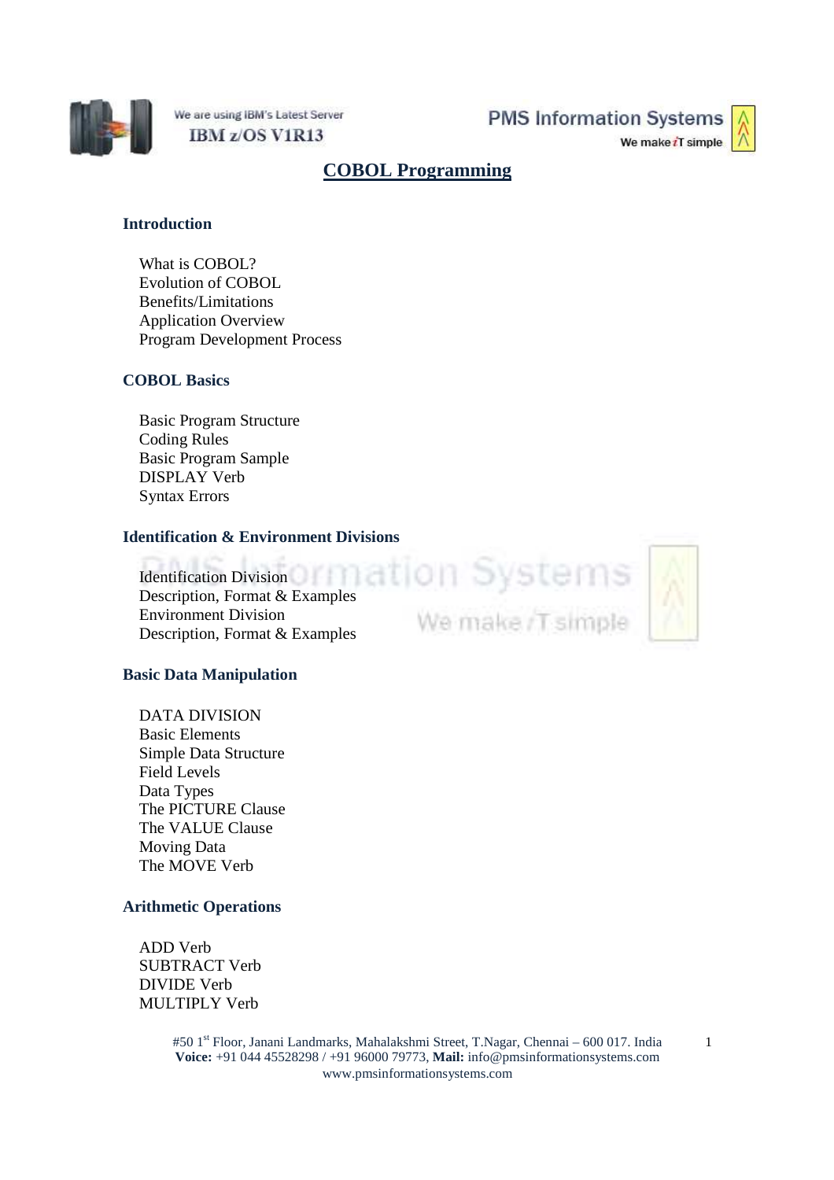# COBOL Programming

## Introduction

What is COBOL?
Evolution of COBOL
Benefits/Limitations
Application Overview
Program Development Process

## COBOL Basics

Basic Program Structure
Coding Rules
Basic Program Sample
DISPLAY Verb
Syntax Errors

## Identification & Environment Divisions

Identification Division
Description, Format & Examples
Environment Division
Description, Format & Examples

## Basic Data Manipulation

DATA DIVISION
Basic Elements
Simple Data Structure
Field Levels
Data Types
The PICTURE Clause
The VALUE Clause
Moving Data
The MOVE Verb

## Arithmetic Operations

ADD Verb
SUBTRACT Verb
DIVIDE Verb
MULTIPLY Verb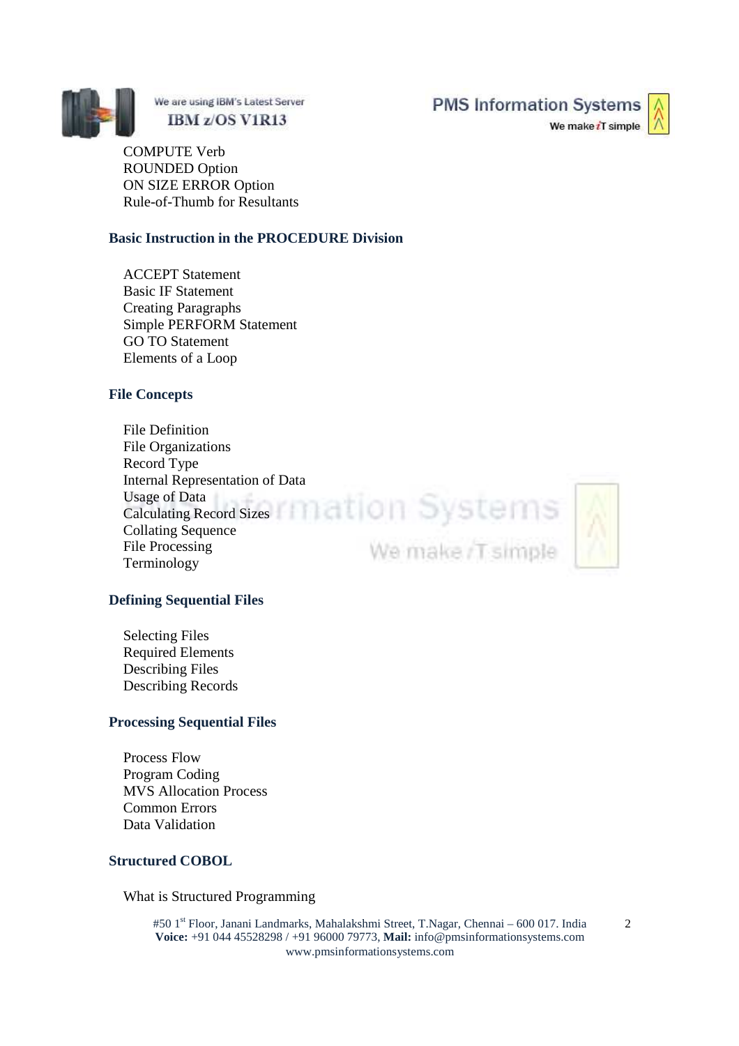- COMPUTE Verb
- ROUNDED Option
- ON SIZE ERROR Option
- Rule-of-Thumb for Resultants

## Basic Instruction in the PROCEDURE Division

- ACCEPT Statement
- Basic IF Statement
- Creating Paragraphs
- Simple PERFORM Statement
- GO TO Statement
- Elements of a Loop

## File Concepts

- File Definition
- File Organizations
- Record Type
- Internal Representation of Data
- Usage of Data
- Calculating Record Sizes
- Collating Sequence
- File Processing
- Terminology

## Defining Sequential Files

- Selecting Files
- Required Elements
- Describing Files
- Describing Records

## Processing Sequential Files

- Process Flow
- Program Coding
- MVS Allocation Process
- Common Errors
- Data Validation

## Structured COBOL

- What is Structured Programming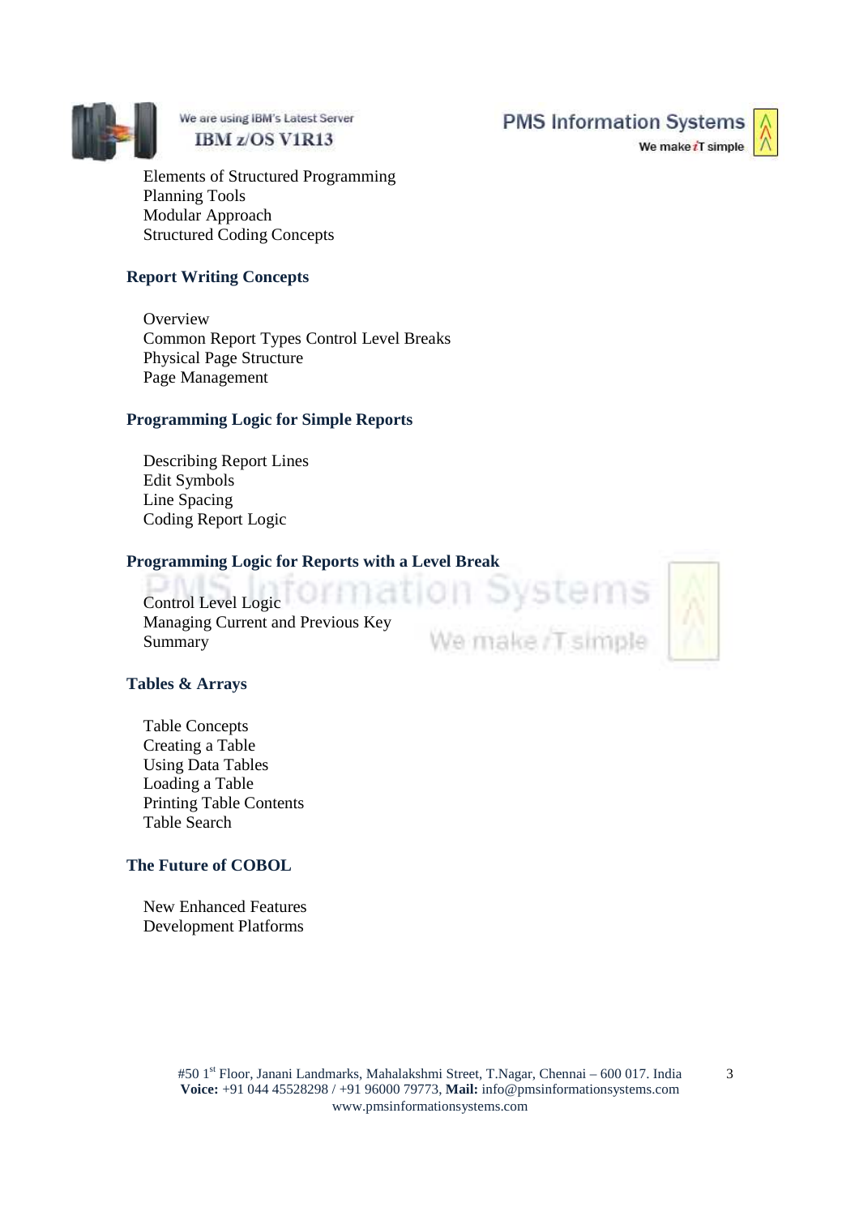Elements of Structured Programming
Planning Tools
Modular Approach
Structured Coding Concepts

### Report Writing Concepts

Overview
Common Report Types Control Level Breaks
Physical Page Structure
Page Management

### Programming Logic for Simple Reports

Describing Report Lines
Edit Symbols
Line Spacing
Coding Report Logic

### Programming Logic for Reports with a Level Break

Control Level Logic
Managing Current and Previous Key
Summary

### Tables & Arrays

Table Concepts
Creating a Table
Using Data Tables
Loading a Table
Printing Table Contents
Table Search

### The Future of COBOL

New Enhanced Features
Development Platforms